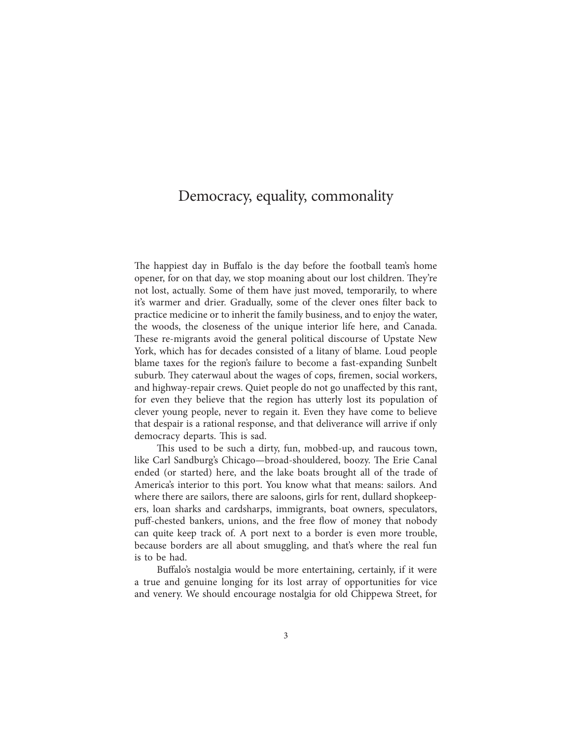# Democracy, equality, commonality

The happiest day in Buffalo is the day before the football team's home opener, for on that day, we stop moaning about our lost children. They're not lost, actually. Some of them have just moved, temporarily, to where it's warmer and drier. Gradually, some of the clever ones filter back to practice medicine or to inherit the family business, and to enjoy the water, the woods, the closeness of the unique interior life here, and Canada. These re-migrants avoid the general political discourse of Upstate New York, which has for decades consisted of a litany of blame. Loud people blame taxes for the region's failure to become a fast-expanding Sunbelt suburb. They caterwaul about the wages of cops, firemen, social workers, and highway-repair crews. Quiet people do not go unaffected by this rant, for even they believe that the region has utterly lost its population of clever young people, never to regain it. Even they have come to believe that despair is a rational response, and that deliverance will arrive if only democracy departs. This is sad.

This used to be such a dirty, fun, mobbed-up, and raucous town, like Carl Sandburg's Chicago—broad-shouldered, boozy. The Erie Canal ended (or started) here, and the lake boats brought all of the trade of America's interior to this port. You know what that means: sailors. And where there are sailors, there are saloons, girls for rent, dullard shopkeepers, loan sharks and cardsharps, immigrants, boat owners, speculators, puff-chested bankers, unions, and the free flow of money that nobody can quite keep track of. A port next to a border is even more trouble, because borders are all about smuggling, and that's where the real fun is to be had.

Buffalo's nostalgia would be more entertaining, certainly, if it were a true and genuine longing for its lost array of opportunities for vice and venery. We should encourage nostalgia for old Chippewa Street, for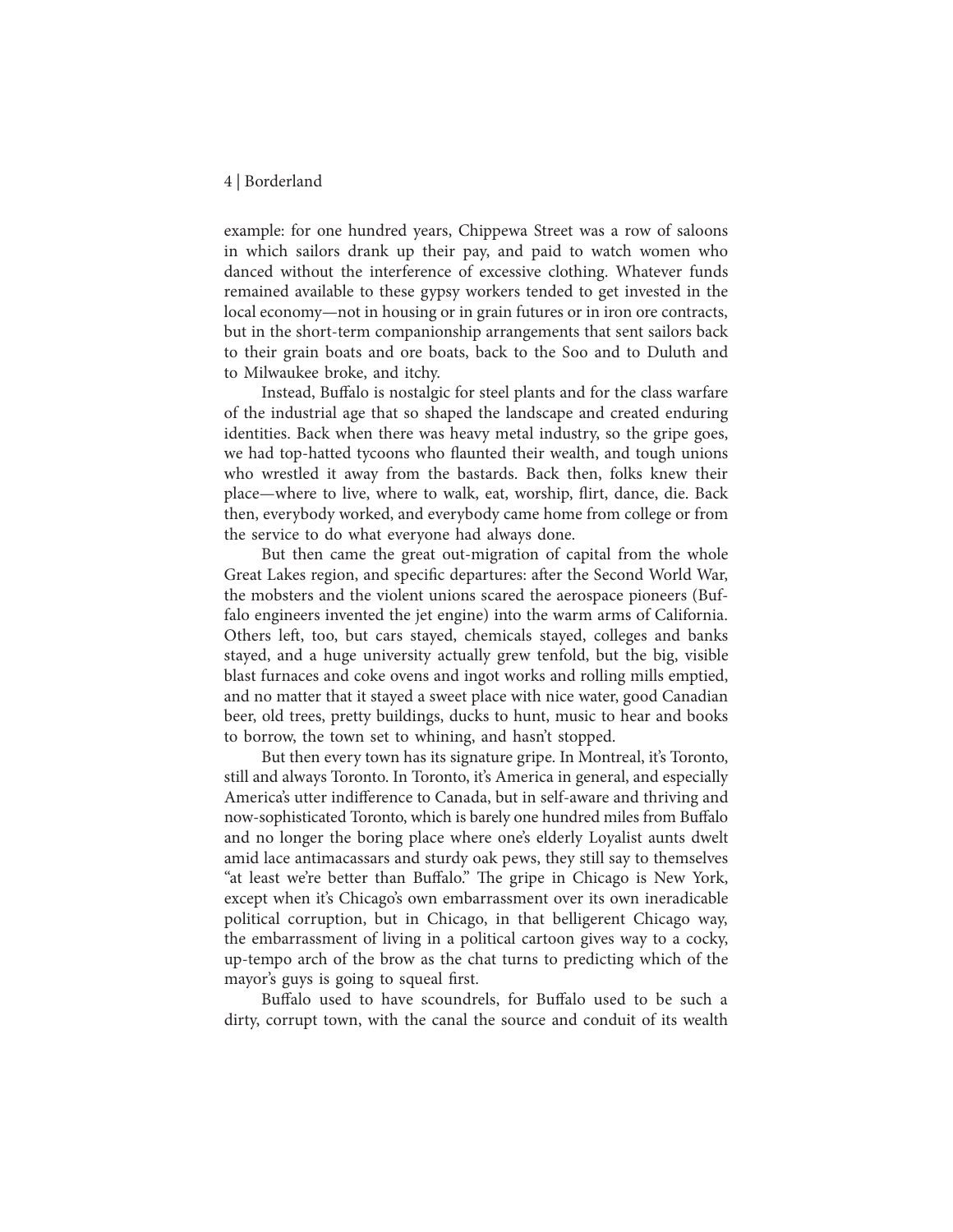example: for one hundred years, Chippewa Street was a row of saloons in which sailors drank up their pay, and paid to watch women who danced without the interference of excessive clothing. Whatever funds remained available to these gypsy workers tended to get invested in the local economy—not in housing or in grain futures or in iron ore contracts, but in the short-term companionship arrangements that sent sailors back to their grain boats and ore boats, back to the Soo and to Duluth and to Milwaukee broke, and itchy.

Instead, Buffalo is nostalgic for steel plants and for the class warfare of the industrial age that so shaped the landscape and created enduring identities. Back when there was heavy metal industry, so the gripe goes, we had top-hatted tycoons who flaunted their wealth, and tough unions who wrestled it away from the bastards. Back then, folks knew their place—where to live, where to walk, eat, worship, flirt, dance, die. Back then, everybody worked, and everybody came home from college or from the service to do what everyone had always done.

But then came the great out-migration of capital from the whole Great Lakes region, and specific departures: after the Second World War, the mobsters and the violent unions scared the aerospace pioneers (Buffalo engineers invented the jet engine) into the warm arms of California. Others left, too, but cars stayed, chemicals stayed, colleges and banks stayed, and a huge university actually grew tenfold, but the big, visible blast furnaces and coke ovens and ingot works and rolling mills emptied, and no matter that it stayed a sweet place with nice water, good Canadian beer, old trees, pretty buildings, ducks to hunt, music to hear and books to borrow, the town set to whining, and hasn't stopped.

But then every town has its signature gripe. In Montreal, it's Toronto, still and always Toronto. In Toronto, it's America in general, and especially America's utter indifference to Canada, but in self-aware and thriving and now-sophisticated Toronto, which is barely one hundred miles from Buffalo and no longer the boring place where one's elderly Loyalist aunts dwelt amid lace antimacassars and sturdy oak pews, they still say to themselves "at least we're better than Buffalo." The gripe in Chicago is New York, except when it's Chicago's own embarrassment over its own ineradicable political corruption, but in Chicago, in that belligerent Chicago way, the embarrassment of living in a political cartoon gives way to a cocky, up-tempo arch of the brow as the chat turns to predicting which of the mayor's guys is going to squeal first.

Buffalo used to have scoundrels, for Buffalo used to be such a dirty, corrupt town, with the canal the source and conduit of its wealth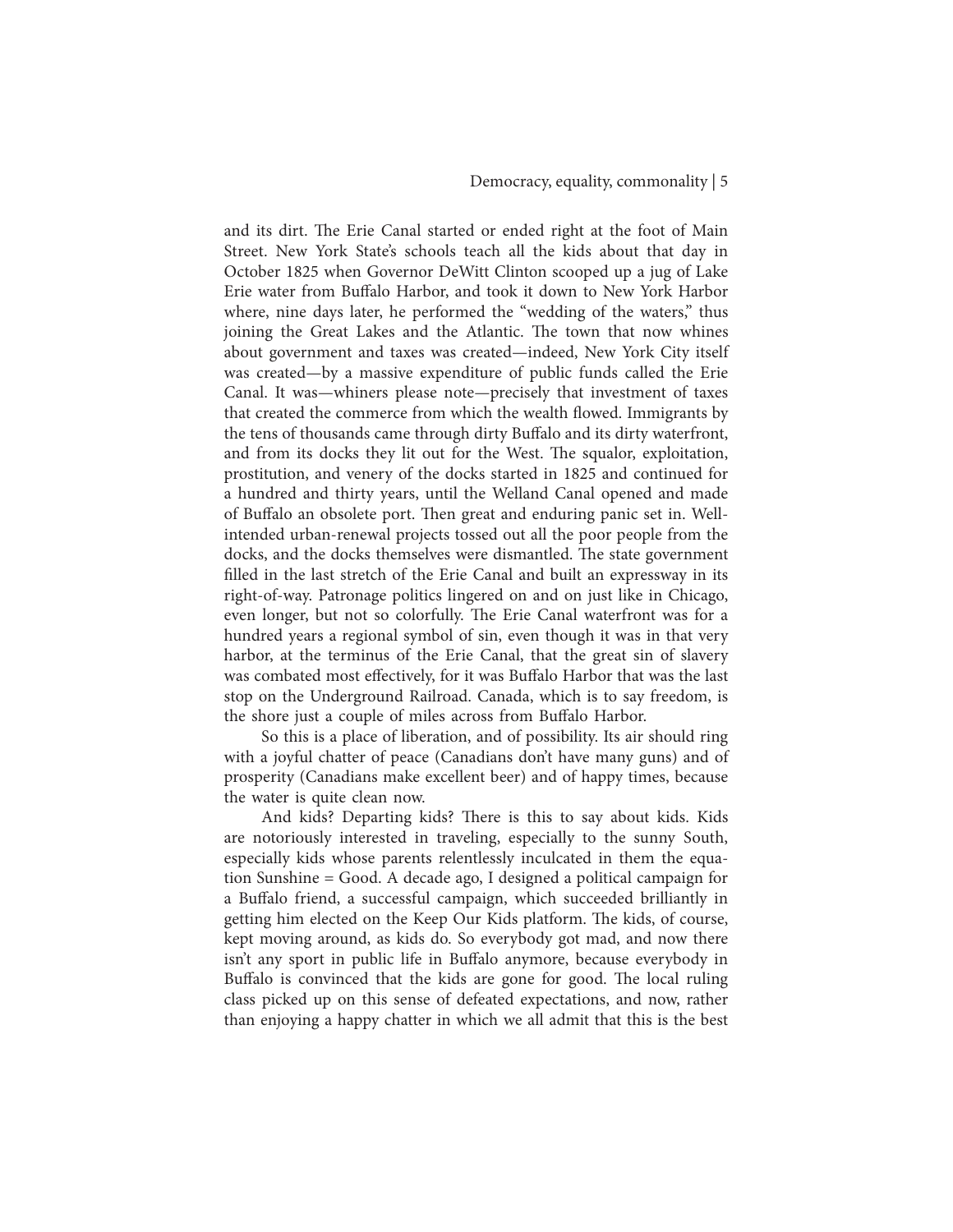and its dirt. The Erie Canal started or ended right at the foot of Main Street. New York State's schools teach all the kids about that day in October 1825 when Governor DeWitt Clinton scooped up a jug of Lake Erie water from Buffalo Harbor, and took it down to New York Harbor where, nine days later, he performed the "wedding of the waters," thus joining the Great Lakes and the Atlantic. The town that now whines about government and taxes was created—indeed, New York City itself was created—by a massive expenditure of public funds called the Erie Canal. It was—whiners please note—precisely that investment of taxes that created the commerce from which the wealth flowed. Immigrants by the tens of thousands came through dirty Buffalo and its dirty waterfront, and from its docks they lit out for the West. The squalor, exploitation, prostitution, and venery of the docks started in 1825 and continued for a hundred and thirty years, until the Welland Canal opened and made of Buffalo an obsolete port. Then great and enduring panic set in. Well-intended urban-renewal projects tossed out all the poor people from the docks, and the docks themselves were dismantled. The state government filled in the last stretch of the Erie Canal and built an expressway in its right-of-way. Patronage politics lingered on and on just like in Chicago, even longer, but not so colorfully. The Erie Canal waterfront was for a hundred years a regional symbol of sin, even though it was in that very harbor, at the terminus of the Erie Canal, that the great sin of slavery was combated most effectively, for it was Buffalo Harbor that was the last stop on the Underground Railroad. Canada, which is to say freedom, is the shore just a couple of miles across from Buffalo Harbor.

So this is a place of liberation, and of possibility. Its air should ring with a joyful chatter of peace (Canadians don't have many guns) and of prosperity (Canadians make excellent beer) and of happy times, because the water is quite clean now.

And kids? Departing kids? There is this to say about kids. Kids are notoriously interested in traveling, especially to the sunny South, especially kids whose parents relentlessly inculcated in them the equation Sunshine = Good. A decade ago, I designed a political campaign for a Buffalo friend, a successful campaign, which succeeded brilliantly in getting him elected on the Keep Our Kids platform. The kids, of course, kept moving around, as kids do. So everybody got mad, and now there isn't any sport in public life in Buffalo anymore, because everybody in Buffalo is convinced that the kids are gone for good. The local ruling class picked up on this sense of defeated expectations, and now, rather than enjoying a happy chatter in which we all admit that this is the best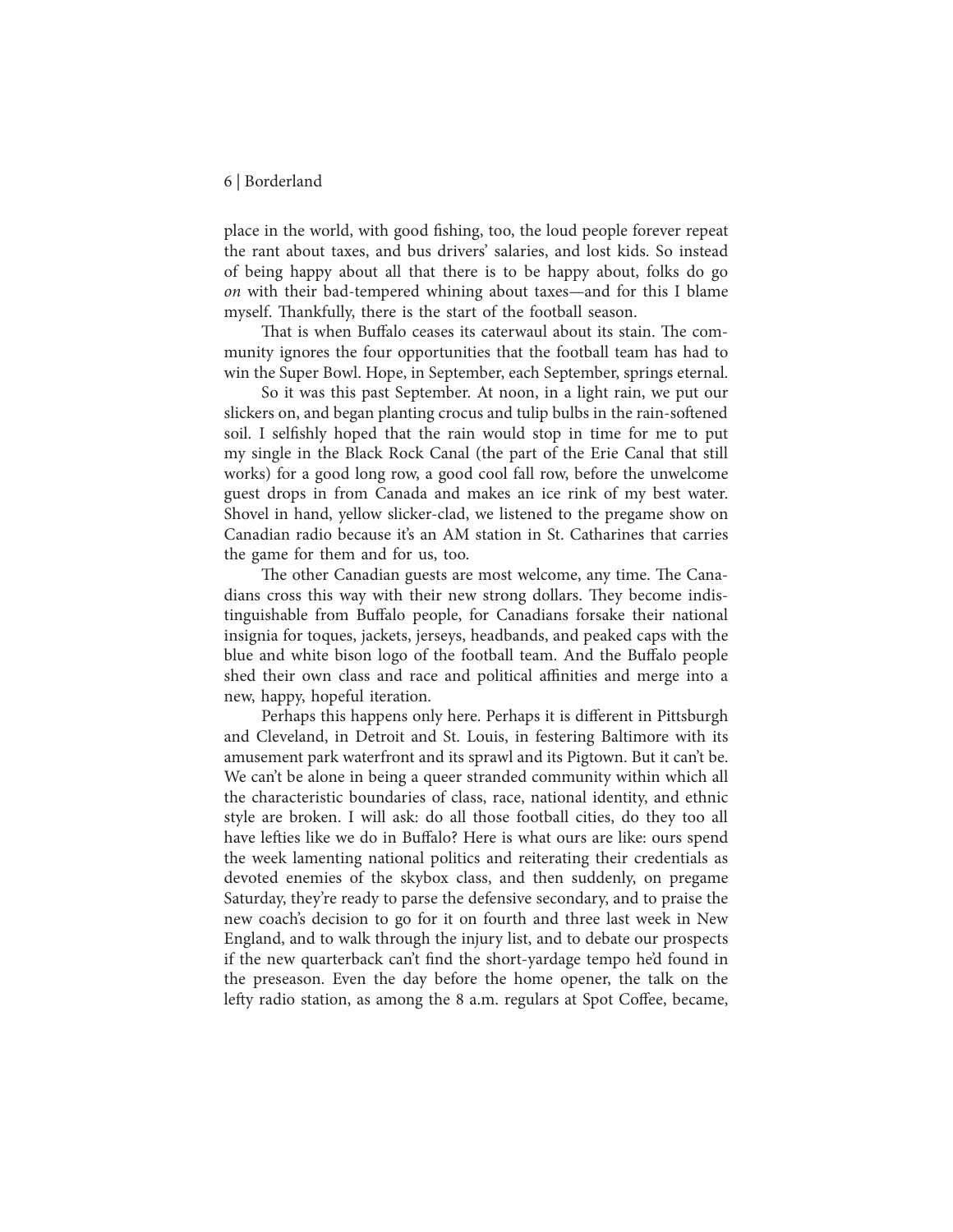place in the world, with good fishing, too, the loud people forever repeat the rant about taxes, and bus drivers' salaries, and lost kids. So instead of being happy about all that there is to be happy about, folks do go *on* with their bad-tempered whining about taxes—and for this I blame myself. Thankfully, there is the start of the football season.

That is when Buffalo ceases its caterwaul about its stain. The community ignores the four opportunities that the football team has had to win the Super Bowl. Hope, in September, each September, springs eternal.

So it was this past September. At noon, in a light rain, we put our slickers on, and began planting crocus and tulip bulbs in the rain-softened soil. I selfishly hoped that the rain would stop in time for me to put my single in the Black Rock Canal (the part of the Erie Canal that still works) for a good long row, a good cool fall row, before the unwelcome guest drops in from Canada and makes an ice rink of my best water. Shovel in hand, yellow slicker-clad, we listened to the pregame show on Canadian radio because it's an AM station in St. Catharines that carries the game for them and for us, too.

The other Canadian guests are most welcome, any time. The Canadians cross this way with their new strong dollars. They become indistinguishable from Buffalo people, for Canadians forsake their national insignia for toques, jackets, jerseys, headbands, and peaked caps with the blue and white bison logo of the football team. And the Buffalo people shed their own class and race and political affinities and merge into a new, happy, hopeful iteration.

Perhaps this happens only here. Perhaps it is different in Pittsburgh and Cleveland, in Detroit and St. Louis, in festering Baltimore with its amusement park waterfront and its sprawl and its Pigtown. But it can't be. We can't be alone in being a queer stranded community within which all the characteristic boundaries of class, race, national identity, and ethnic style are broken. I will ask: do all those football cities, do they too all have lefties like we do in Buffalo? Here is what ours are like: ours spend the week lamenting national politics and reiterating their credentials as devoted enemies of the skybox class, and then suddenly, on pregame Saturday, they're ready to parse the defensive secondary, and to praise the new coach's decision to go for it on fourth and three last week in New England, and to walk through the injury list, and to debate our prospects if the new quarterback can't find the short-yardage tempo he'd found in the preseason. Even the day before the home opener, the talk on the lefty radio station, as among the 8 a.m. regulars at Spot Coffee, became,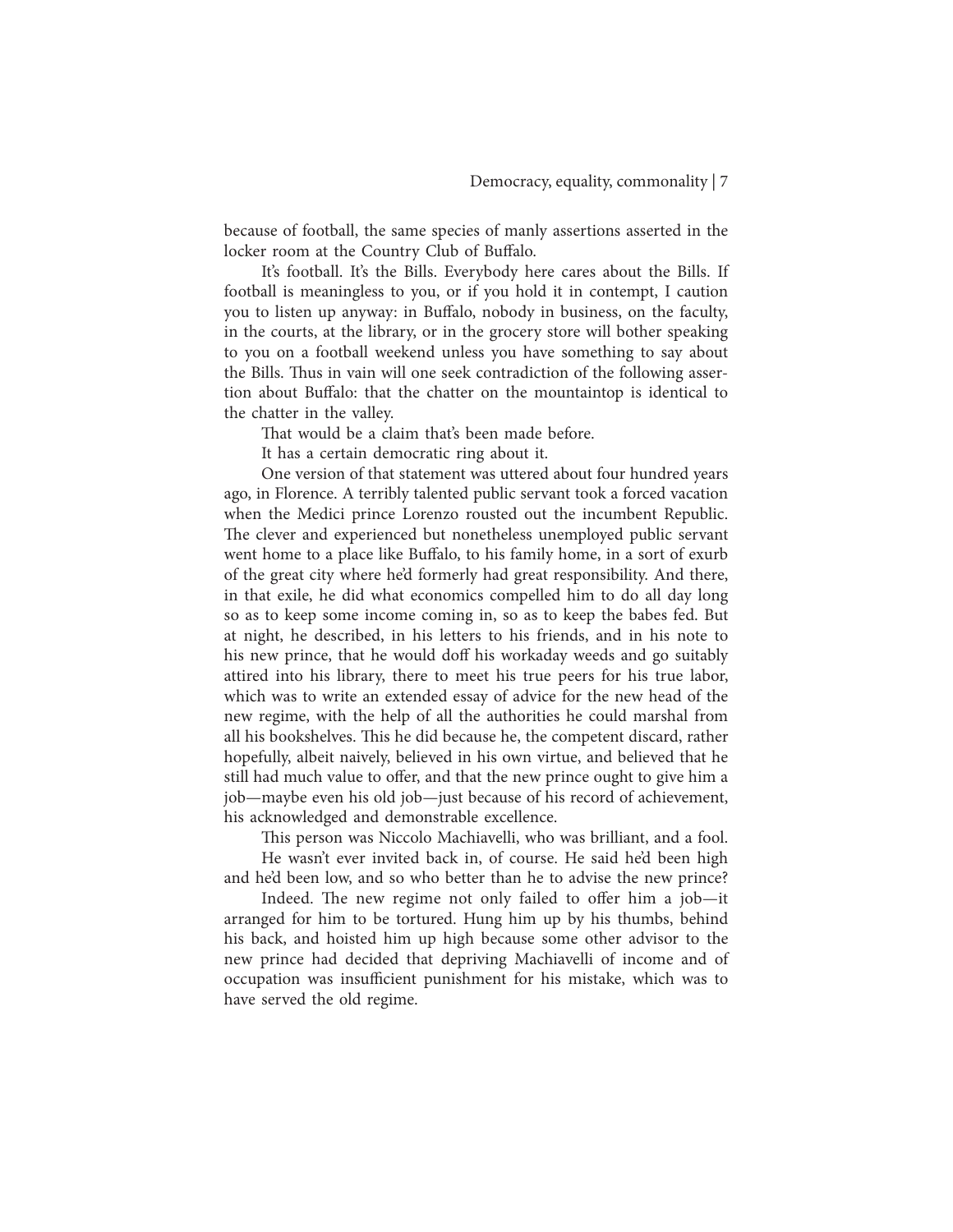because of football, the same species of manly assertions asserted in the locker room at the Country Club of Buffalo.

It's football. It's the Bills. Everybody here cares about the Bills. If football is meaningless to you, or if you hold it in contempt, I caution you to listen up anyway: in Buffalo, nobody in business, on the faculty, in the courts, at the library, or in the grocery store will bother speaking to you on a football weekend unless you have something to say about the Bills. Thus in vain will one seek contradiction of the following assertion about Buffalo: that the chatter on the mountaintop is identical to the chatter in the valley.

That would be a claim that's been made before.

It has a certain democratic ring about it.

One version of that statement was uttered about four hundred years ago, in Florence. A terribly talented public servant took a forced vacation when the Medici prince Lorenzo rousted out the incumbent Republic. The clever and experienced but nonetheless unemployed public servant went home to a place like Buffalo, to his family home, in a sort of exurb of the great city where he'd formerly had great responsibility. And there, in that exile, he did what economics compelled him to do all day long so as to keep some income coming in, so as to keep the babes fed. But at night, he described, in his letters to his friends, and in his note to his new prince, that he would doff his workaday weeds and go suitably attired into his library, there to meet his true peers for his true labor, which was to write an extended essay of advice for the new head of the new regime, with the help of all the authorities he could marshal from all his bookshelves. This he did because he, the competent discard, rather hopefully, albeit naively, believed in his own virtue, and believed that he still had much value to offer, and that the new prince ought to give him a job—maybe even his old job—just because of his record of achievement, his acknowledged and demonstrable excellence.

This person was Niccolo Machiavelli, who was brilliant, and a fool.

He wasn't ever invited back in, of course. He said he'd been high and he'd been low, and so who better than he to advise the new prince?

Indeed. The new regime not only failed to offer him a job—it arranged for him to be tortured. Hung him up by his thumbs, behind his back, and hoisted him up high because some other advisor to the new prince had decided that depriving Machiavelli of income and of occupation was insufficient punishment for his mistake, which was to have served the old regime.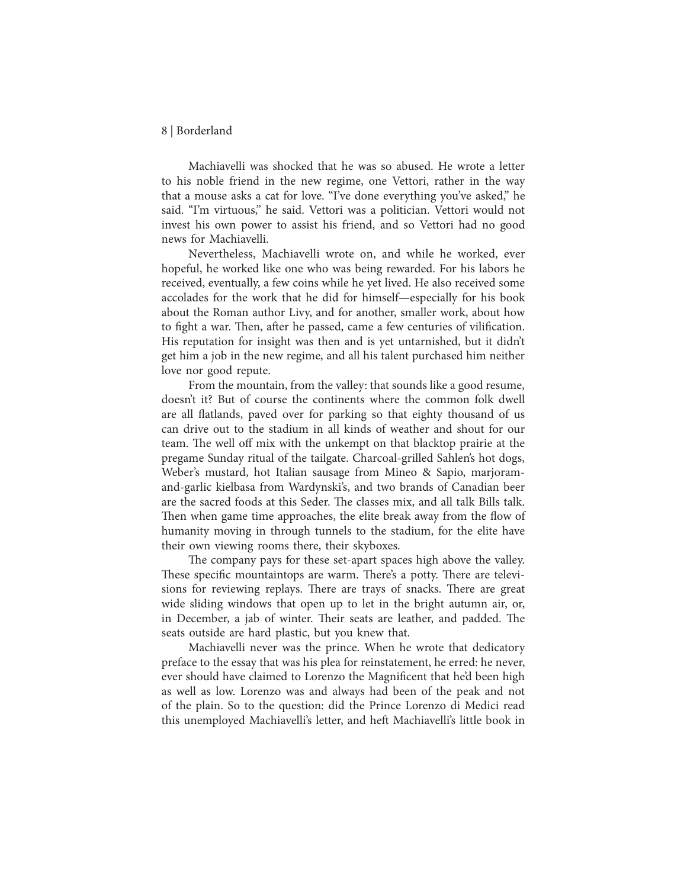Machiavelli was shocked that he was so abused. He wrote a letter to his noble friend in the new regime, one Vettori, rather in the way that a mouse asks a cat for love. "I've done everything you've asked," he said. "I'm virtuous," he said. Vettori was a politician. Vettori would not invest his own power to assist his friend, and so Vettori had no good news for Machiavelli.

Nevertheless, Machiavelli wrote on, and while he worked, ever hopeful, he worked like one who was being rewarded. For his labors he received, eventually, a few coins while he yet lived. He also received some accolades for the work that he did for himself—especially for his book about the Roman author Livy, and for another, smaller work, about how to fight a war. Then, after he passed, came a few centuries of vilification. His reputation for insight was then and is yet untarnished, but it didn't get him a job in the new regime, and all his talent purchased him neither love nor good repute.

From the mountain, from the valley: that sounds like a good resume, doesn't it? But of course the continents where the common folk dwell are all flatlands, paved over for parking so that eighty thousand of us can drive out to the stadium in all kinds of weather and shout for our team. The well off mix with the unkempt on that blacktop prairie at the pregame Sunday ritual of the tailgate. Charcoal-grilled Sahlen's hot dogs, Weber's mustard, hot Italian sausage from Mineo & Sapio, marjoram-and-garlic kielbasa from Wardynski's, and two brands of Canadian beer are the sacred foods at this Seder. The classes mix, and all talk Bills talk. Then when game time approaches, the elite break away from the flow of humanity moving in through tunnels to the stadium, for the elite have their own viewing rooms there, their skyboxes.

The company pays for these set-apart spaces high above the valley. These specific mountaintops are warm. There's a potty. There are televisions for reviewing replays. There are trays of snacks. There are great wide sliding windows that open up to let in the bright autumn air, or, in December, a jab of winter. Their seats are leather, and padded. The seats outside are hard plastic, but you knew that.

Machiavelli never was the prince. When he wrote that dedicatory preface to the essay that was his plea for reinstatement, he erred: he never, ever should have claimed to Lorenzo the Magnificent that he'd been high as well as low. Lorenzo was and always had been of the peak and not of the plain. So to the question: did the Prince Lorenzo di Medici read this unemployed Machiavelli's letter, and heft Machiavelli's little book in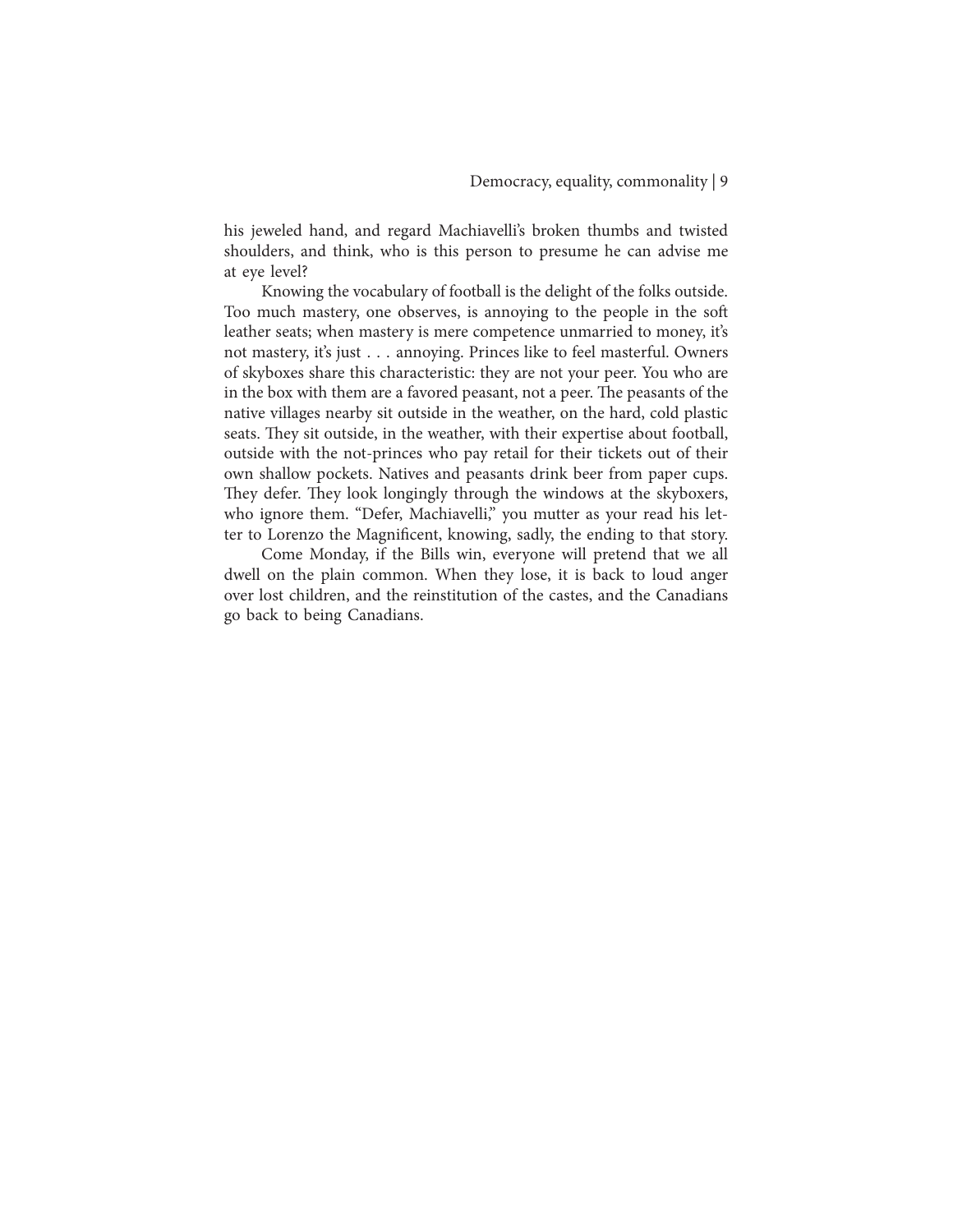his jeweled hand, and regard Machiavelli's broken thumbs and twisted shoulders, and think, who is this person to presume he can advise me at eye level?

Knowing the vocabulary of football is the delight of the folks outside. Too much mastery, one observes, is annoying to the people in the soft leather seats; when mastery is mere competence unmarried to money, it's not mastery, it's just . . . annoying. Princes like to feel masterful. Owners of skyboxes share this characteristic: they are not your peer. You who are in the box with them are a favored peasant, not a peer. The peasants of the native villages nearby sit outside in the weather, on the hard, cold plastic seats. They sit outside, in the weather, with their expertise about football, outside with the not-princes who pay retail for their tickets out of their own shallow pockets. Natives and peasants drink beer from paper cups. They defer. They look longingly through the windows at the skyboxers, who ignore them. "Defer, Machiavelli," you mutter as your read his letter to Lorenzo the Magnificent, knowing, sadly, the ending to that story.

Come Monday, if the Bills win, everyone will pretend that we all dwell on the plain common. When they lose, it is back to loud anger over lost children, and the reinstitution of the castes, and the Canadians go back to being Canadians.